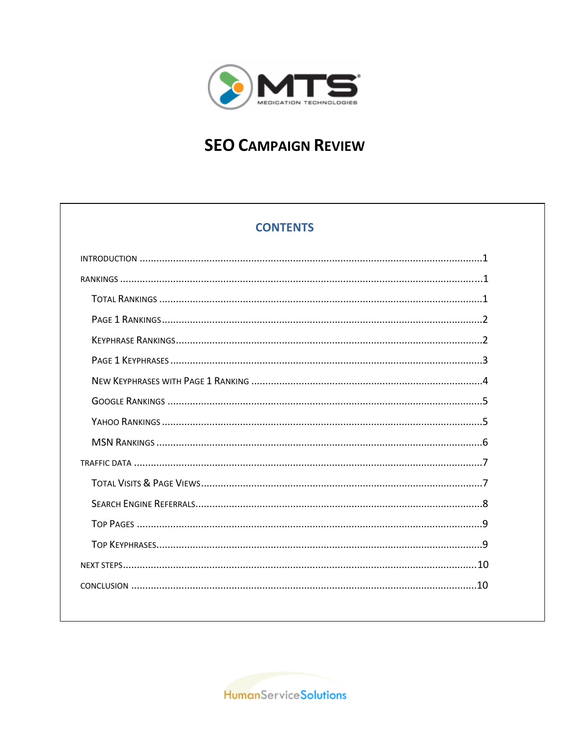MTS MEDICATION TECHNOLOGIES

# SEO Campaign Review

## CONTENTS

- INTRODUCTION ... 1
- RANKINGS ... 1
  - Total Rankings ... 1
  - Page 1 Rankings ... 2
  - Keyphrase Rankings ... 2
  - Page 1 Keyphrases ... 3
  - New Keyphrases with Page 1 Ranking ... 4
  - Google Rankings ... 5
  - Yahoo Rankings ... 5
  - MSN Rankings ... 6
- TRAFFIC DATA ... 7
  - Total Visits & Page Views ... 7
  - Search Engine Referrals ... 8
  - Top Pages ... 9
  - Top Keyphrases ... 9
- NEXT STEPS ... 10
- CONCLUSION ... 10

HumanServiceSolutions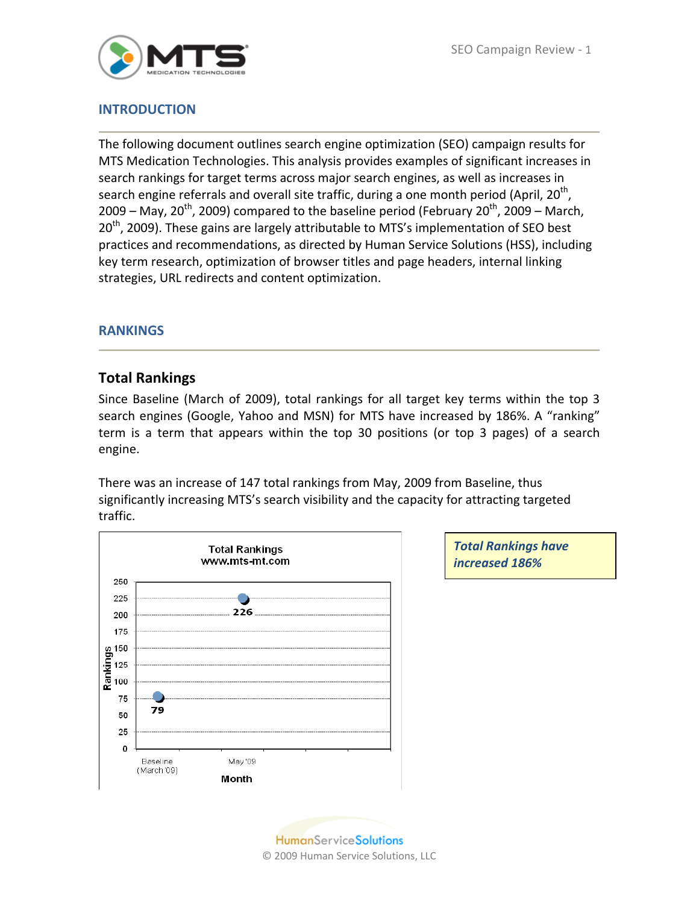## INTRODUCTION

The following document outlines search engine optimization (SEO) campaign results for MTS Medication Technologies. This analysis provides examples of significant increases in search rankings for target terms across major search engines, as well as increases in search engine referrals and overall site traffic, during a one month period (April, 20th, 2009 – May, 20th, 2009) compared to the baseline period (February 20th, 2009 – March, 20th, 2009). These gains are largely attributable to MTS's implementation of SEO best practices and recommendations, as directed by Human Service Solutions (HSS), including key term research, optimization of browser titles and page headers, internal linking strategies, URL redirects and content optimization.

## RANKINGS

### Total Rankings

Since Baseline (March of 2009), total rankings for all target key terms within the top 3 search engines (Google, Yahoo and MSN) for MTS have increased by 186%. A "ranking" term is a term that appears within the top 30 positions (or top 3 pages) of a search engine.

There was an increase of 147 total rankings from May, 2009 from Baseline, thus significantly increasing MTS's search visibility and the capacity for attracting targeted traffic.

Total Rankings
www.mts-mt.com

| Month | Rankings |
| --- | --- |
| Baseline (March '09) | 79 |
| May '09 | 226 |

***Total Rankings have increased 186%***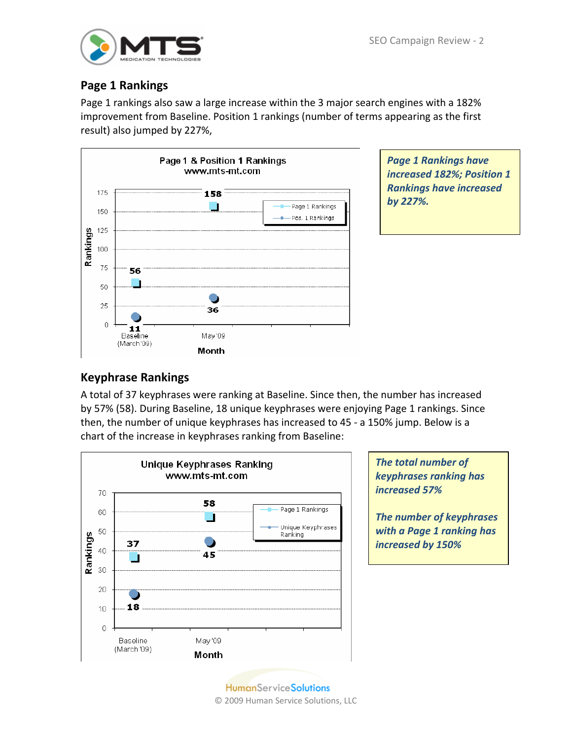## Page 1 Rankings

Page 1 rankings also saw a large increase within the 3 major search engines with a 182% improvement from Baseline. Position 1 rankings (number of terms appearing as the first result) also jumped by 227%,

**Page 1 & Position 1 Rankings**
**www.mts-mt.com**

| Month | Page 1 Rankings | Pos. 1 Rankings |
|---|---|---|
| Baseline (March '09) | 56 | 11 |
| May '09 | 158 | 36 |

***Page 1 Rankings have increased 182%; Position 1 Rankings have increased by 227%.***

## Keyphrase Rankings

A total of 37 keyphrases were ranking at Baseline. Since then, the number has increased by 57% (58). During Baseline, 18 unique keyphrases were enjoying Page 1 rankings. Since then, the number of unique keyphrases has increased to 45 - a 150% jump. Below is a chart of the increase in keyphrases ranking from Baseline:

**Unique Keyphrases Ranking**
**www.mts-mt.com**

| Month | Page 1 Rankings | Unique Keyphrases Ranking |
|---|---|---|
| Baseline (March '09) | 37 | 18 |
| May '09 | 58 | 45 |

***The total number of keyphrases ranking has increased 57%***

***The number of keyphrases with a Page 1 ranking has increased by 150%***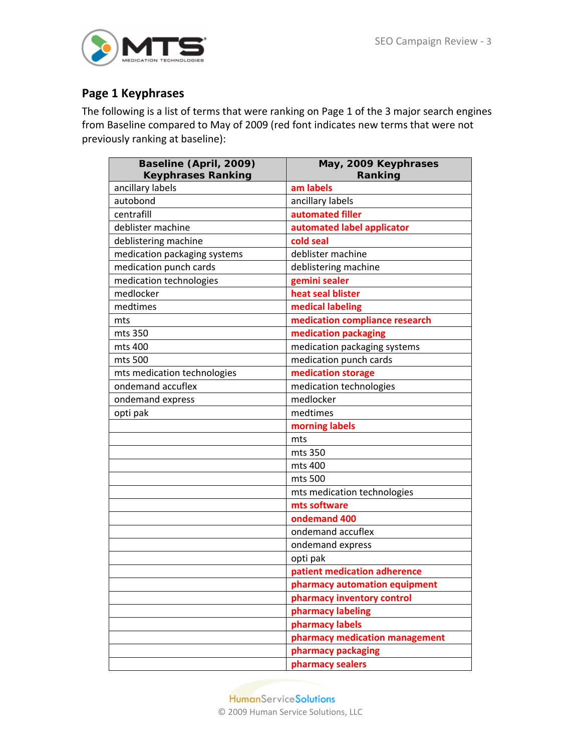## Page 1 Keyphrases

The following is a list of terms that were ranking on Page 1 of the 3 major search engines from Baseline compared to May of 2009 (red font indicates new terms that were not previously ranking at baseline):

| Baseline (April, 2009) Keyphrases Ranking | May, 2009 Keyphrases Ranking |
|---|---|
| ancillary labels | **am labels** |
| autobond | ancillary labels |
| centrafill | **automated filler** |
| deblister machine | **automated label applicator** |
| deblistering machine | **cold seal** |
| medication packaging systems | deblister machine |
| medication punch cards | deblistering machine |
| medication technologies | **gemini sealer** |
| medlocker | **heat seal blister** |
| medtimes | **medical labeling** |
| mts | **medication compliance research** |
| mts 350 | **medication packaging** |
| mts 400 | medication packaging systems |
| mts 500 | medication punch cards |
| mts medication technologies | **medication storage** |
| ondemand accuflex | medication technologies |
| ondemand express | medlocker |
| opti pak | medtimes |
| | **morning labels** |
| | mts |
| | mts 350 |
| | mts 400 |
| | mts 500 |
| | mts medication technologies |
| | **mts software** |
| | **ondemand 400** |
| | ondemand accuflex |
| | ondemand express |
| | opti pak |
| | **patient medication adherence** |
| | **pharmacy automation equipment** |
| | **pharmacy inventory control** |
| | **pharmacy labeling** |
| | **pharmacy labels** |
| | **pharmacy medication management** |
| | **pharmacy packaging** |
| | **pharmacy sealers** |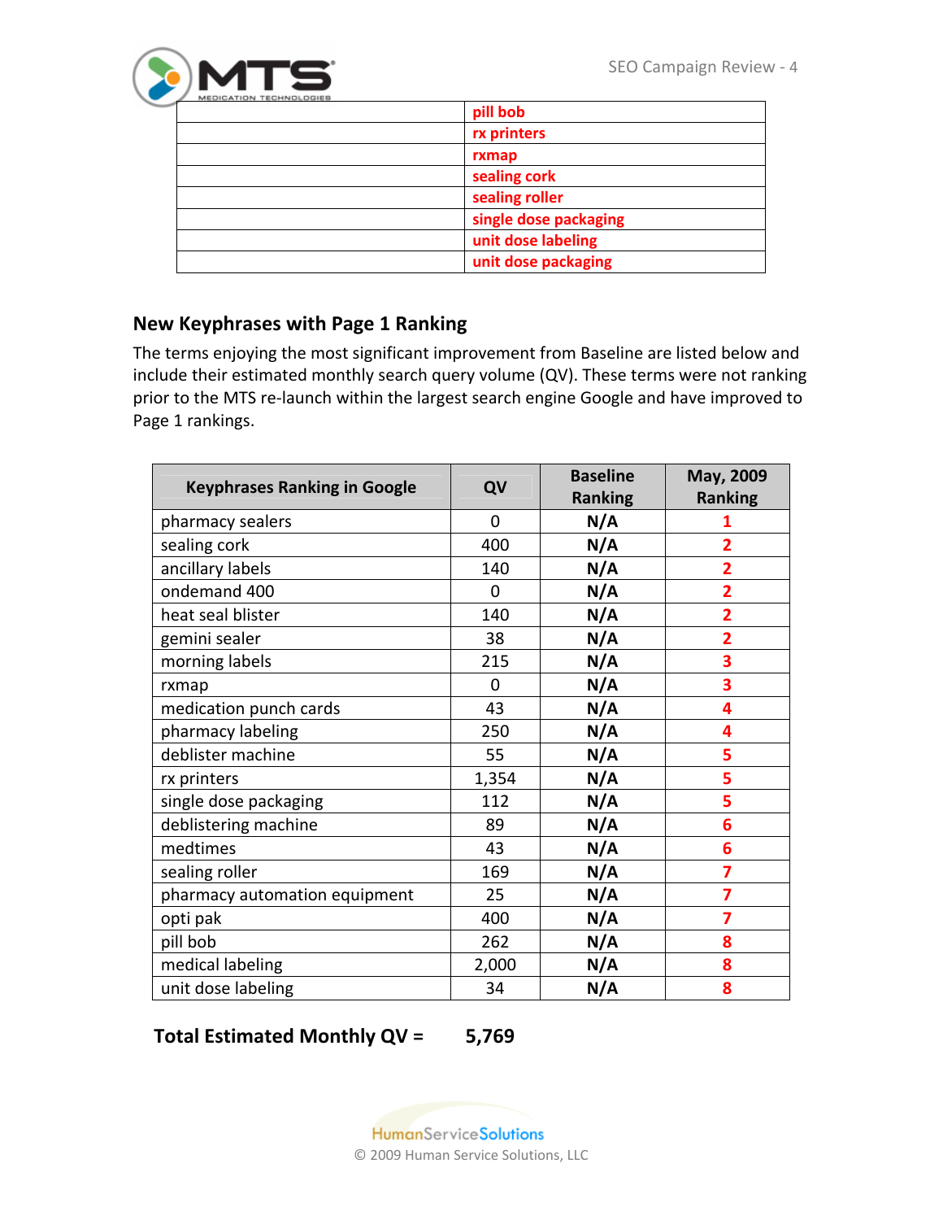| | |
|---|---|
| | pill bob |
| | rx printers |
| | rxmap |
| | sealing cork |
| | sealing roller |
| | single dose packaging |
| | unit dose labeling |
| | unit dose packaging |

## New Keyphrases with Page 1 Ranking

The terms enjoying the most significant improvement from Baseline are listed below and include their estimated monthly search query volume (QV). These terms were not ranking prior to the MTS re-launch within the largest search engine Google and have improved to Page 1 rankings.

| Keyphrases Ranking in Google | QV | Baseline Ranking | May, 2009 Ranking |
|---|---|---|---|
| pharmacy sealers | 0 | N/A | 1 |
| sealing cork | 400 | N/A | 2 |
| ancillary labels | 140 | N/A | 2 |
| ondemand 400 | 0 | N/A | 2 |
| heat seal blister | 140 | N/A | 2 |
| gemini sealer | 38 | N/A | 2 |
| morning labels | 215 | N/A | 3 |
| rxmap | 0 | N/A | 3 |
| medication punch cards | 43 | N/A | 4 |
| pharmacy labeling | 250 | N/A | 4 |
| deblister machine | 55 | N/A | 5 |
| rx printers | 1,354 | N/A | 5 |
| single dose packaging | 112 | N/A | 5 |
| deblistering machine | 89 | N/A | 6 |
| medtimes | 43 | N/A | 6 |
| sealing roller | 169 | N/A | 7 |
| pharmacy automation equipment | 25 | N/A | 7 |
| opti pak | 400 | N/A | 7 |
| pill bob | 262 | N/A | 8 |
| medical labeling | 2,000 | N/A | 8 |
| unit dose labeling | 34 | N/A | 8 |

**Total Estimated Monthly QV = 5,769**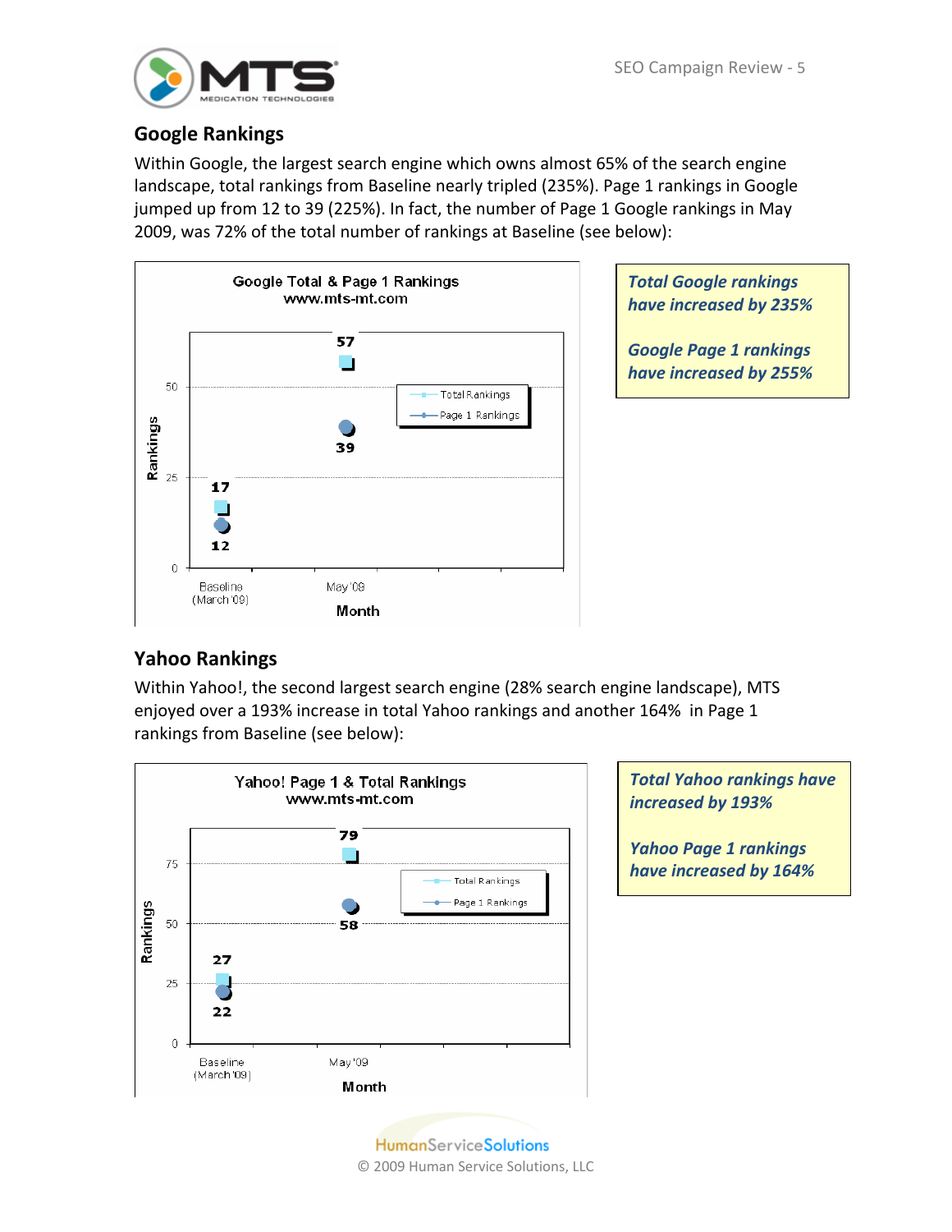## Google Rankings

Within Google, the largest search engine which owns almost 65% of the search engine landscape, total rankings from Baseline nearly tripled (235%). Page 1 rankings in Google jumped up from 12 to 39 (225%). In fact, the number of Page 1 Google rankings in May 2009, was 72% of the total number of rankings at Baseline (see below):

**Google Total & Page 1 Rankings**
**www.mts-mt.com**

| Month | Total Rankings | Page 1 Rankings |
|---|---|---|
| Baseline (March '09) | 17 | 12 |
| May '09 | 57 | 39 |

***Total Google rankings have increased by 235%***

***Google Page 1 rankings have increased by 255%***

## Yahoo Rankings

Within Yahoo!, the second largest search engine (28% search engine landscape), MTS enjoyed over a 193% increase in total Yahoo rankings and another 164% in Page 1 rankings from Baseline (see below):

**Yahoo! Page 1 & Total Rankings**
**www.mts-mt.com**

| Month | Total Rankings | Page 1 Rankings |
|---|---|---|
| Baseline (March '09) | 27 | 22 |
| May '09 | 79 | 58 |

***Total Yahoo rankings have increased by 193%***

***Yahoo Page 1 rankings have increased by 164%***

HumanServiceSolutions
© 2009 Human Service Solutions, LLC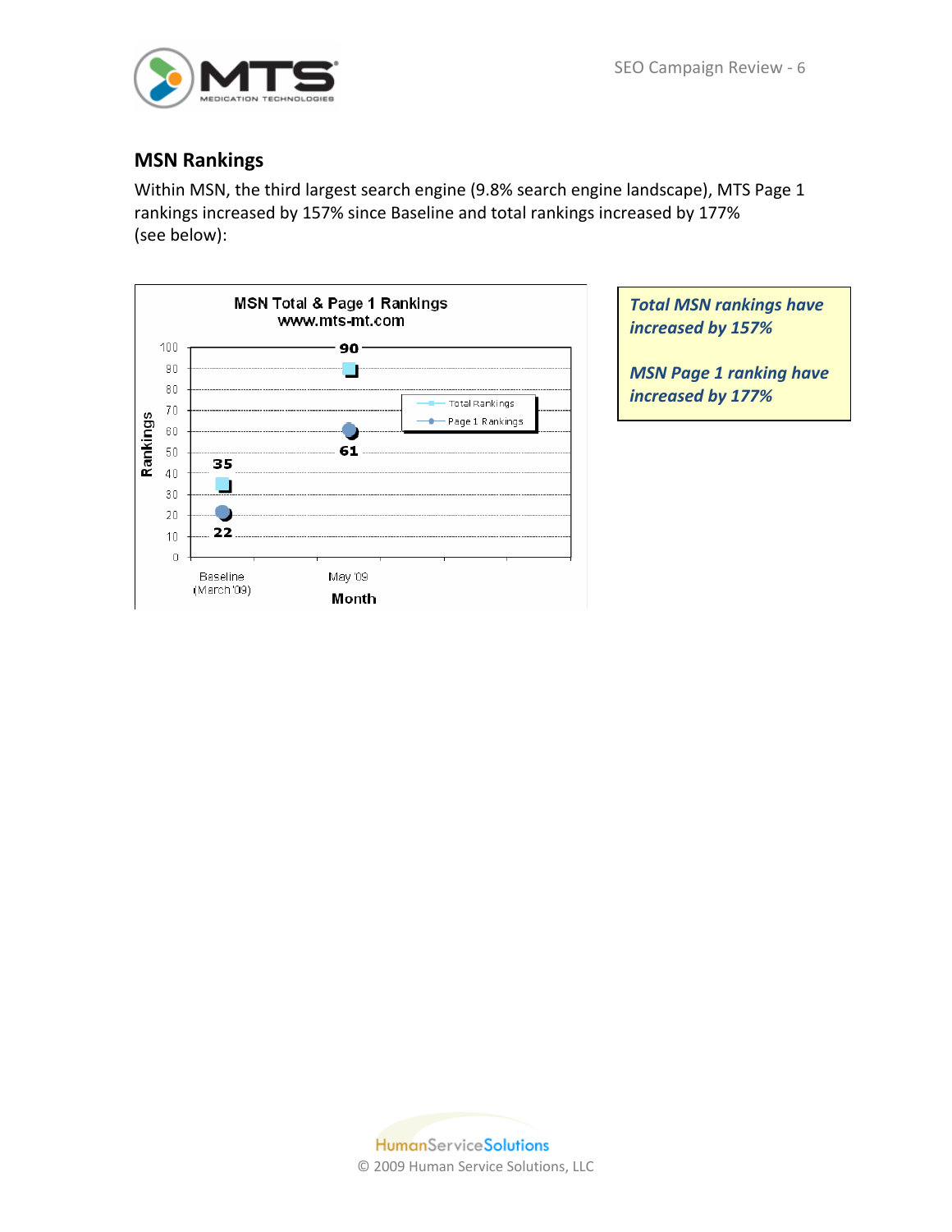## MSN Rankings

Within MSN, the third largest search engine (9.8% search engine landscape), MTS Page 1 rankings increased by 157% since Baseline and total rankings increased by 177% (see below):

MSN Total & Page 1 Rankings
www.mts-mt.com

| Month | Total Rankings | Page 1 Rankings |
|---|---|---|
| Baseline (March '09) | 35 | 22 |
| May '09 | 90 | 61 |

***Total MSN rankings have increased by 157%***

***MSN Page 1 ranking have increased by 177%***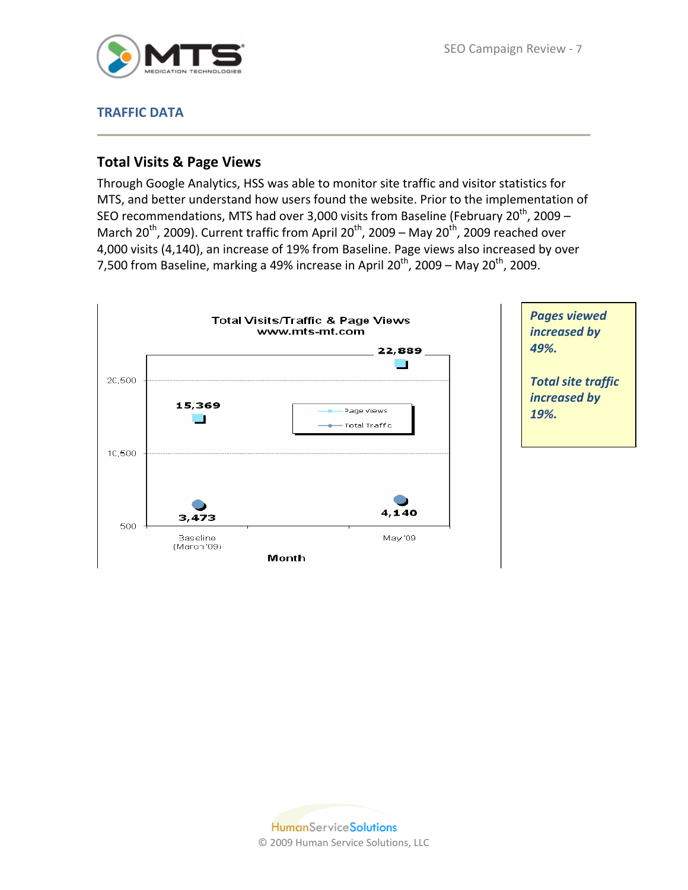## TRAFFIC DATA

### Total Visits & Page Views

Through Google Analytics, HSS was able to monitor site traffic and visitor statistics for MTS, and better understand how users found the website. Prior to the implementation of SEO recommendations, MTS had over 3,000 visits from Baseline (February 20th, 2009 – March 20th, 2009). Current traffic from April 20th, 2009 – May 20th, 2009 reached over 4,000 visits (4,140), an increase of 19% from Baseline. Page views also increased by over 7,500 from Baseline, marking a 49% increase in April 20th, 2009 – May 20th, 2009.

**Total Visits/Traffic & Page Views**
www.mts-mt.com

| Month | Page Views | Total Traffic |
|---|---|---|
| Baseline (March '09) | 15,369 | 3,473 |
| May '09 | 22,889 | 4,140 |

***Pages viewed increased by 49%.***

***Total site traffic increased by 19%.***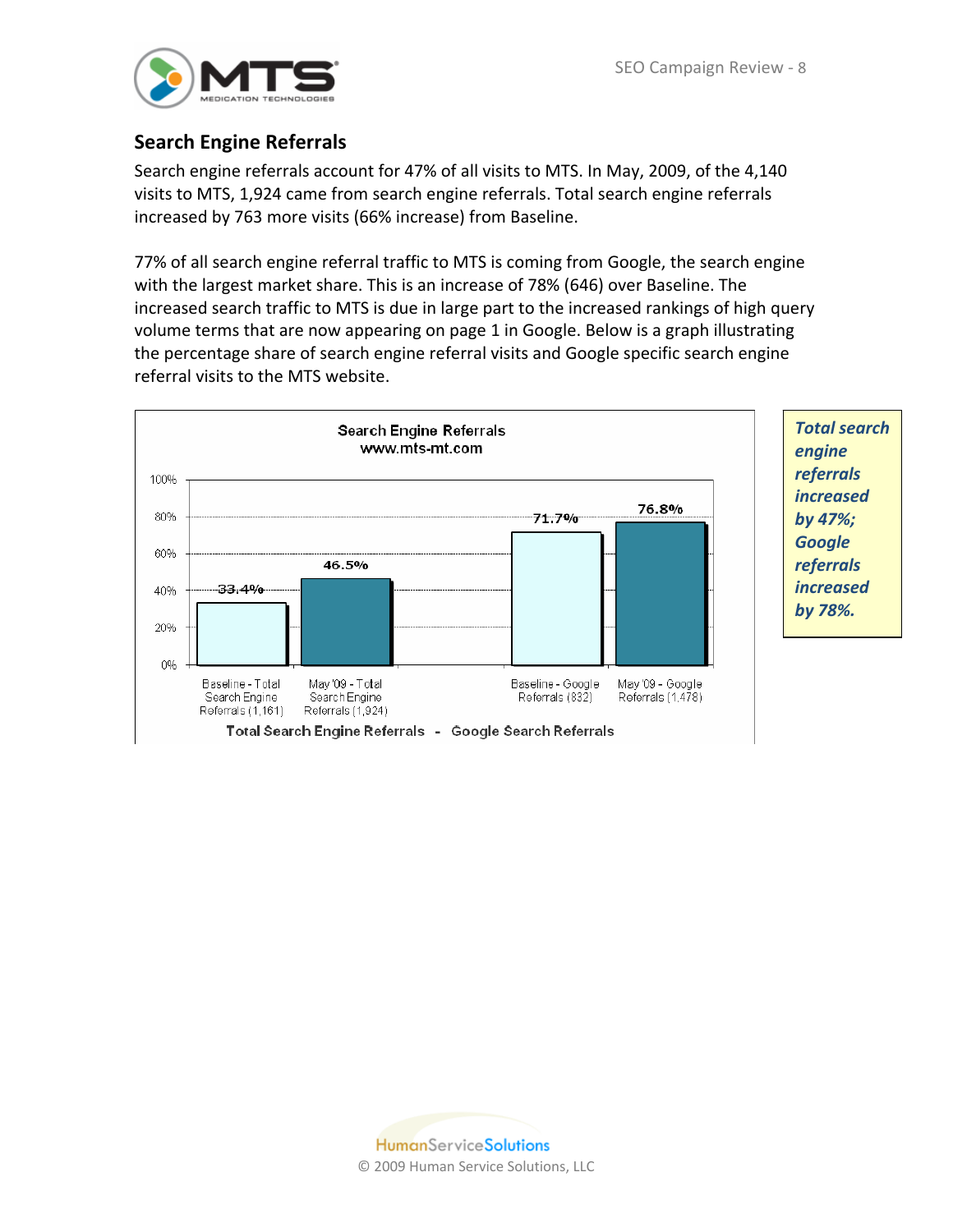## Search Engine Referrals

Search engine referrals account for 47% of all visits to MTS. In May, 2009, of the 4,140 visits to MTS, 1,924 came from search engine referrals. Total search engine referrals increased by 763 more visits (66% increase) from Baseline.

77% of all search engine referral traffic to MTS is coming from Google, the search engine with the largest market share. This is an increase of 78% (646) over Baseline. The increased search traffic to MTS is due in large part to the increased rankings of high query volume terms that are now appearing on page 1 in Google. Below is a graph illustrating the percentage share of search engine referral visits and Google specific search engine referral visits to the MTS website.

Search Engine Referrals
www.mts-mt.com

| Category | Percentage |
| --- | --- |
| Baseline - Total Search Engine Referrals (1,161) | 33.4% |
| May '09 - Total Search Engine Referrals (1,924) | 46.5% |
| Baseline - Google Referrals (832) | 71.7% |
| May '09 - Google Referrals (1,478) | 76.8% |

Total Search Engine Referrals - Google Search Referrals

***Total search engine referrals increased by 47%; Google referrals increased by 78%.***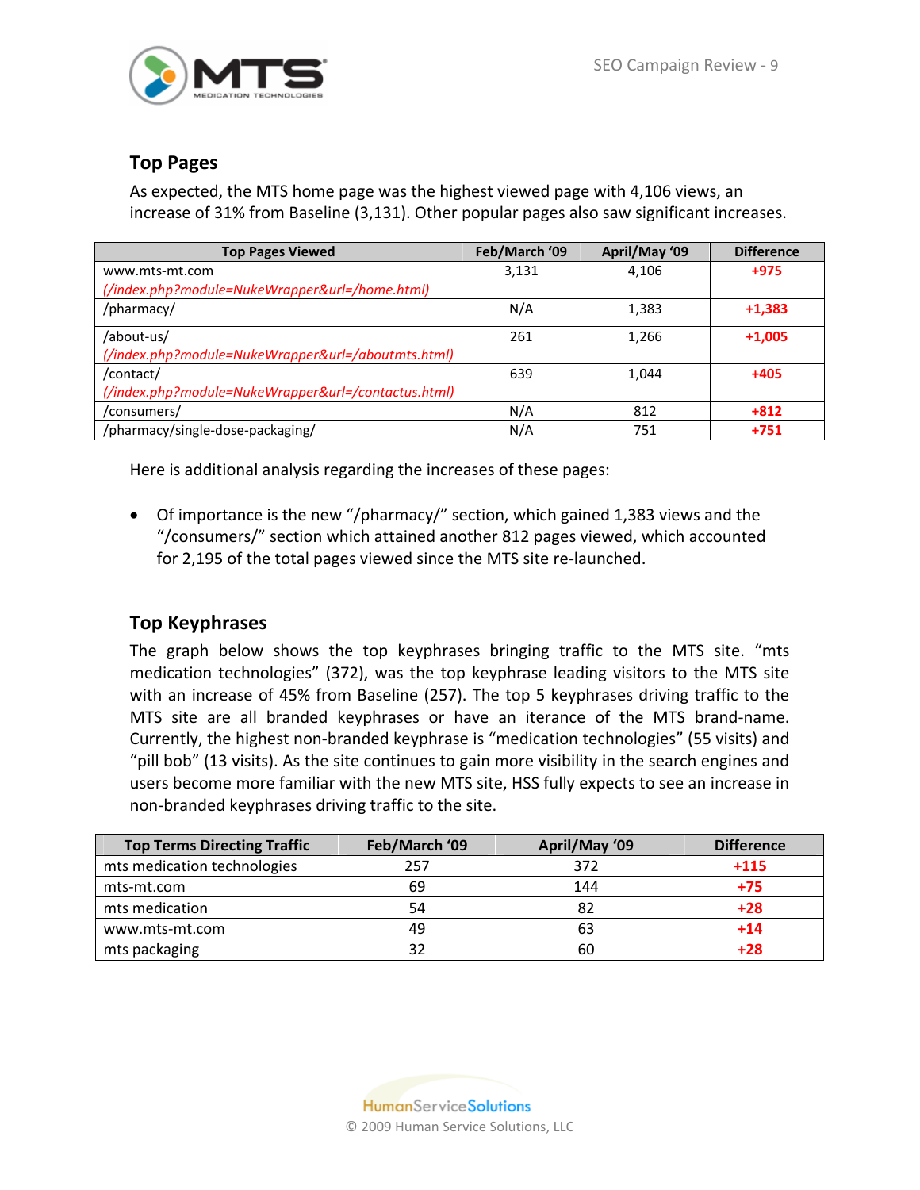## Top Pages

As expected, the MTS home page was the highest viewed page with 4,106 views, an increase of 31% from Baseline (3,131). Other popular pages also saw significant increases.

| Top Pages Viewed | Feb/March '09 | April/May '09 | Difference |
|---|---|---|---|
| www.mts-mt.com *(/index.php?module=NukeWrapper&url=/home.html)* | 3,131 | 4,106 | **+975** |
| /pharmacy/ | N/A | 1,383 | **+1,383** |
| /about-us/ *(/index.php?module=NukeWrapper&url=/aboutmts.html)* | 261 | 1,266 | **+1,005** |
| /contact/ *(/index.php?module=NukeWrapper&url=/contactus.html)* | 639 | 1,044 | **+405** |
| /consumers/ | N/A | 812 | **+812** |
| /pharmacy/single-dose-packaging/ | N/A | 751 | **+751** |

Here is additional analysis regarding the increases of these pages:

- Of importance is the new "/pharmacy/" section, which gained 1,383 views and the "/consumers/" section which attained another 812 pages viewed, which accounted for 2,195 of the total pages viewed since the MTS site re-launched.

## Top Keyphrases

The graph below shows the top keyphrases bringing traffic to the MTS site. "mts medication technologies" (372), was the top keyphrase leading visitors to the MTS site with an increase of 45% from Baseline (257). The top 5 keyphrases driving traffic to the MTS site are all branded keyphrases or have an iterance of the MTS brand-name. Currently, the highest non-branded keyphrase is "medication technologies" (55 visits) and "pill bob" (13 visits). As the site continues to gain more visibility in the search engines and users become more familiar with the new MTS site, HSS fully expects to see an increase in non-branded keyphrases driving traffic to the site.

| Top Terms Directing Traffic | Feb/March '09 | April/May '09 | Difference |
|---|---|---|---|
| mts medication technologies | 257 | 372 | **+115** |
| mts-mt.com | 69 | 144 | **+75** |
| mts medication | 54 | 82 | **+28** |
| www.mts-mt.com | 49 | 63 | **+14** |
| mts packaging | 32 | 60 | **+28** |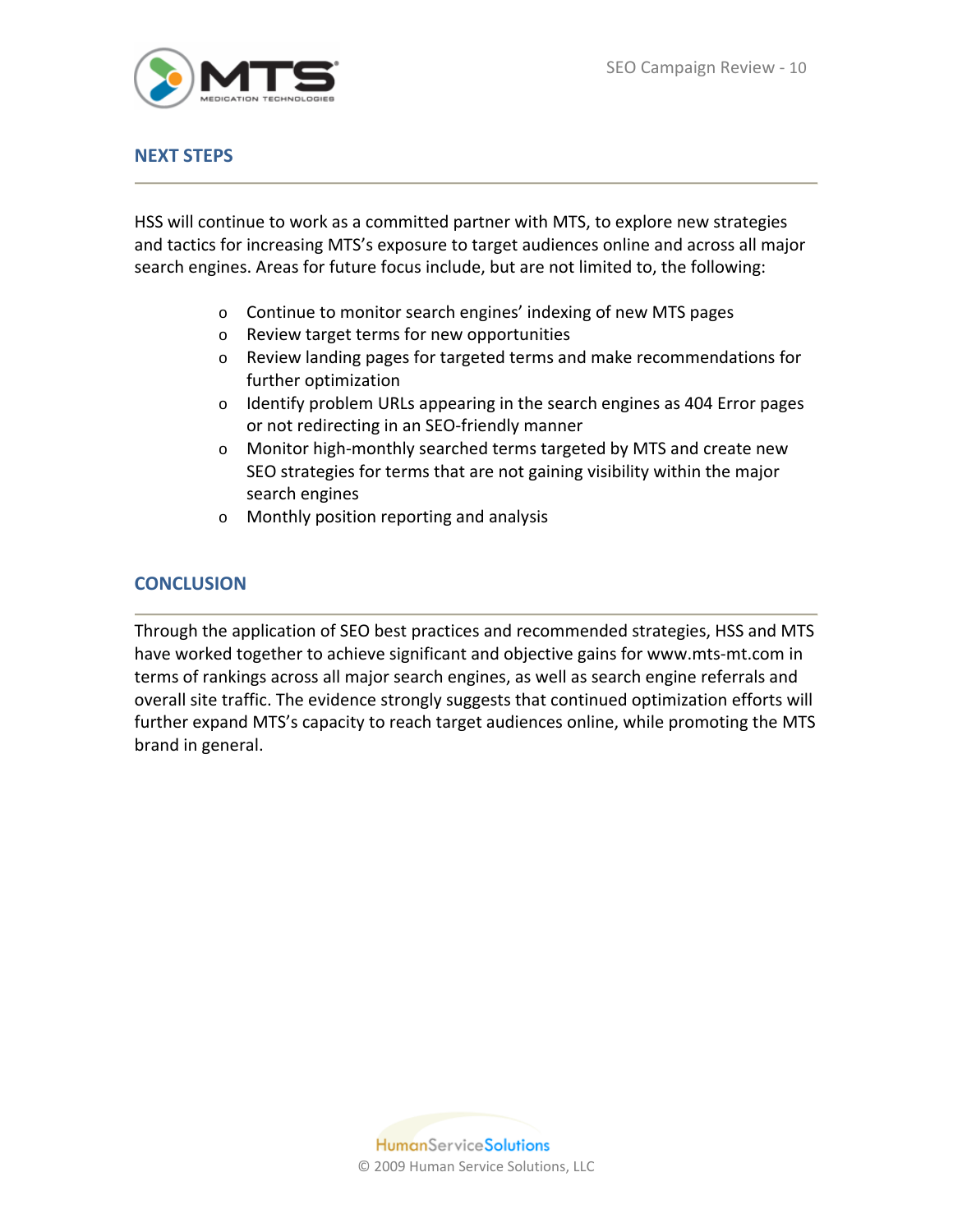## NEXT STEPS

HSS will continue to work as a committed partner with MTS, to explore new strategies and tactics for increasing MTS's exposure to target audiences online and across all major search engines. Areas for future focus include, but are not limited to, the following:

- Continue to monitor search engines' indexing of new MTS pages
- Review target terms for new opportunities
- Review landing pages for targeted terms and make recommendations for further optimization
- Identify problem URLs appearing in the search engines as 404 Error pages or not redirecting in an SEO-friendly manner
- Monitor high-monthly searched terms targeted by MTS and create new SEO strategies for terms that are not gaining visibility within the major search engines
- Monthly position reporting and analysis

## CONCLUSION

Through the application of SEO best practices and recommended strategies, HSS and MTS have worked together to achieve significant and objective gains for www.mts-mt.com in terms of rankings across all major search engines, as well as search engine referrals and overall site traffic. The evidence strongly suggests that continued optimization efforts will further expand MTS's capacity to reach target audiences online, while promoting the MTS brand in general.